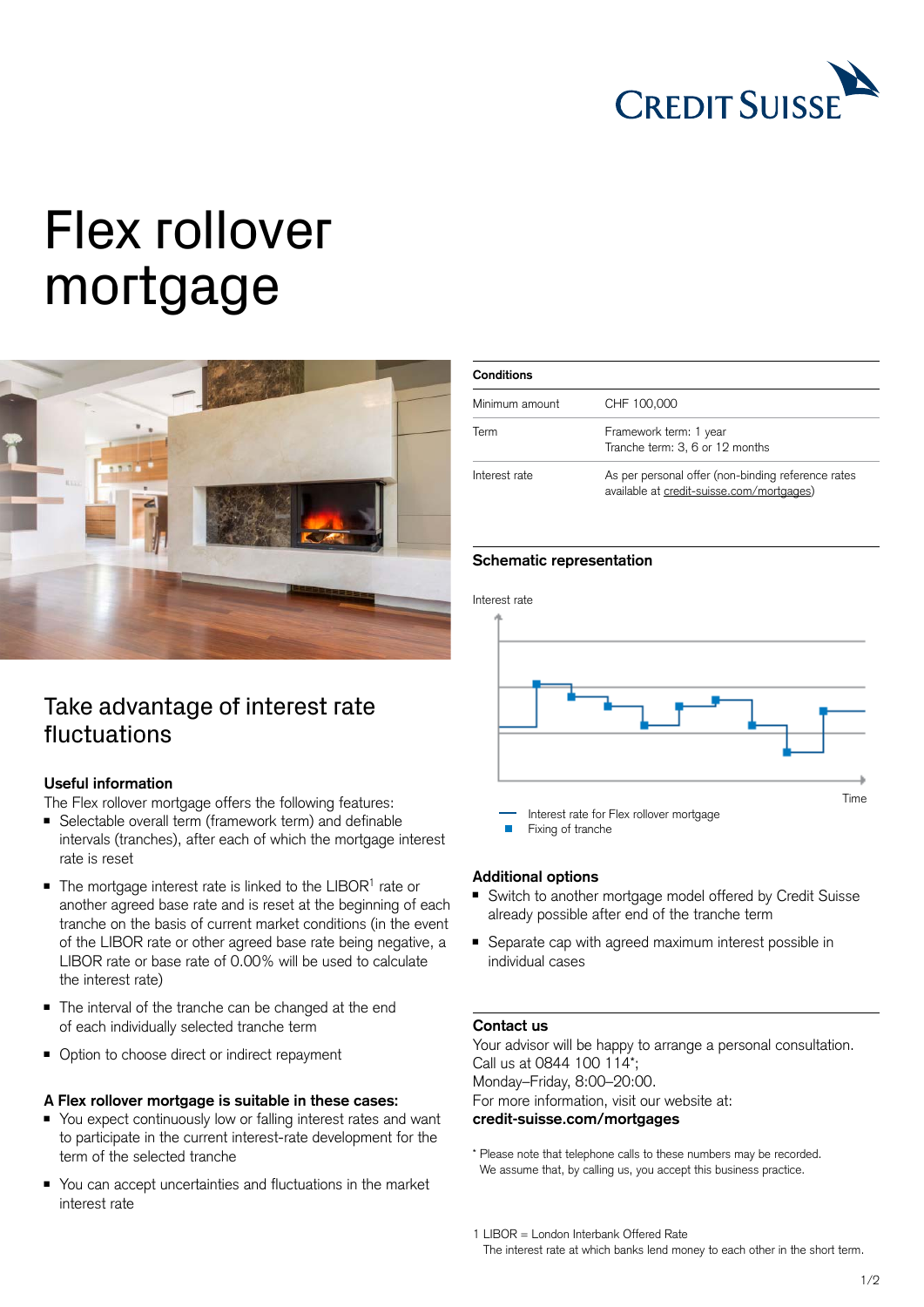Credit Suisse

# Flex rollover mortgage

## Take advantage of interest rate fluctuations

### Useful information

The Flex rollover mortgage offers the following features:

- Selectable overall term (framework term) and definable intervals (tranches), after each of which the mortgage interest rate is reset
- The mortgage interest rate is linked to the LIBOR[1] rate or another agreed base rate and is reset at the beginning of each tranche on the basis of current market conditions (in the event of the LIBOR rate or other agreed base rate being negative, a LIBOR rate or base rate of 0.00% will be used to calculate the interest rate)
- The interval of the tranche can be changed at the end of each individually selected tranche term
- Option to choose direct or indirect repayment

### A Flex rollover mortgage is suitable in these cases:

- You expect continuously low or falling interest rates and want to participate in the current interest-rate development for the term of the selected tranche
- You can accept uncertainties and fluctuations in the market interest rate

| Conditions | |
|---|---|
| Minimum amount | CHF 100,000 |
| Term | Framework term: 1 year<br>Tranche term: 3, 6 or 12 months |
| Interest rate | As per personal offer (non-binding reference rates available at credit-suisse.com/mortgages) |

### Schematic representation

Interest rate

Time

Interest rate for Flex rollover mortgage
Fixing of tranche

### Additional options

- Switch to another mortgage model offered by Credit Suisse already possible after end of the tranche term
- Separate cap with agreed maximum interest possible in individual cases

### Contact us

Your advisor will be happy to arrange a personal consultation.
Call us at 0844 100 114*;
Monday–Friday, 8:00–20:00.
For more information, visit our website at:
**credit-suisse.com/mortgages**

* Please note that telephone calls to these numbers may be recorded. We assume that, by calling us, you accept this business practice.

1 LIBOR = London Interbank Offered Rate
The interest rate at which banks lend money to each other in the short term.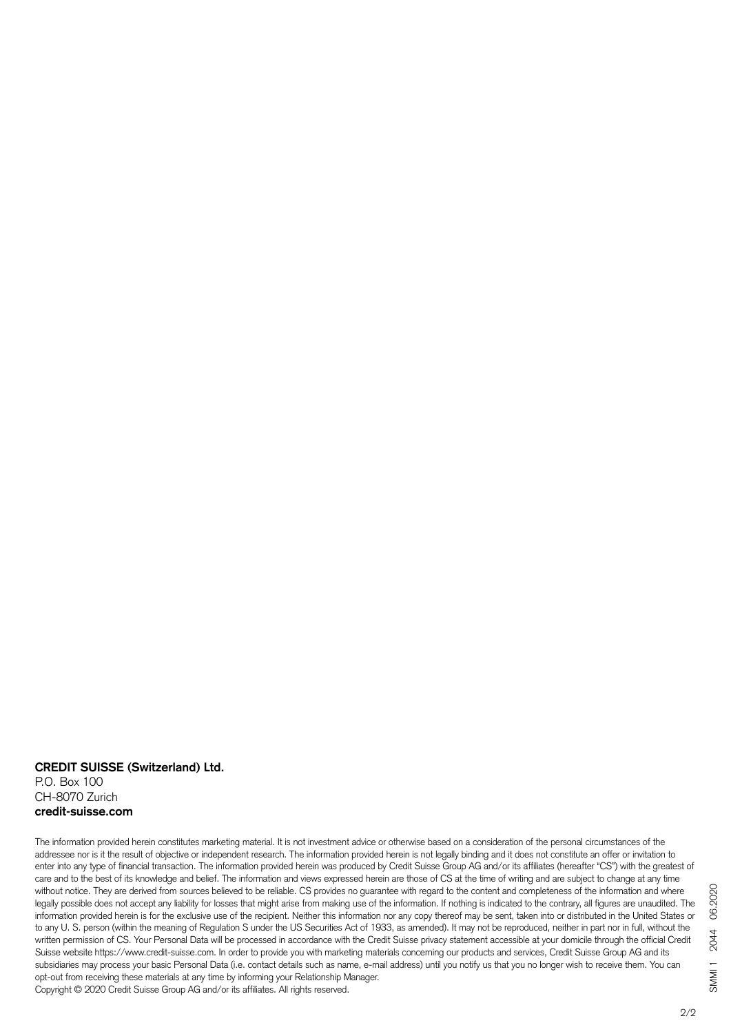**CREDIT SUISSE (Switzerland) Ltd.**
P.O. Box 100
CH-8070 Zurich
**credit-suisse.com**

The information provided herein constitutes marketing material. It is not investment advice or otherwise based on a consideration of the personal circumstances of the addressee nor is it the result of objective or independent research. The information provided herein is not legally binding and it does not constitute an offer or invitation to enter into any type of financial transaction. The information provided herein was produced by Credit Suisse Group AG and/or its affiliates (hereafter "CS") with the greatest of care and to the best of its knowledge and belief. The information and views expressed herein are those of CS at the time of writing and are subject to change at any time without notice. They are derived from sources believed to be reliable. CS provides no guarantee with regard to the content and completeness of the information and where legally possible does not accept any liability for losses that might arise from making use of the information. If nothing is indicated to the contrary, all figures are unaudited. The information provided herein is for the exclusive use of the recipient. Neither this information nor any copy thereof may be sent, taken into or distributed in the United States or to any U. S. person (within the meaning of Regulation S under the US Securities Act of 1933, as amended). It may not be reproduced, neither in part nor in full, without the written permission of CS. Your Personal Data will be processed in accordance with the Credit Suisse privacy statement accessible at your domicile through the official Credit Suisse website https://www.credit-suisse.com. In order to provide you with marketing materials concerning our products and services, Credit Suisse Group AG and its subsidiaries may process your basic Personal Data (i.e. contact details such as name, e-mail address) until you notify us that you no longer wish to receive them. You can opt-out from receiving these materials at any time by informing your Relationship Manager.
Copyright © 2020 Credit Suisse Group AG and/or its affiliates. All rights reserved.

SMMI 1 2044 06.2020